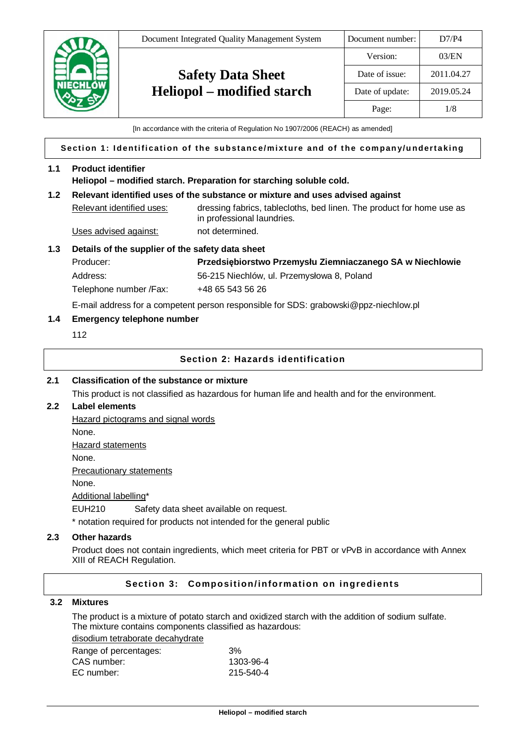| Document Integrated Quality Management System | Document number: | D7/P4 |
|---|---|---|
| **Safety Data Sheet Heliopol – modified starch** | Version: | 03/EN |
| | Date of issue: | 2011.04.27 |
| | Date of update: | 2019.05.24 |

[In accordance with the criteria of Regulation No 1907/2006 (REACH) as amended]

## Section 1: Identification of the substance/mixture and of the company/undertaking

### 1.1 Product identifier

**Heliopol – modified starch. Preparation for starching soluble cold.**

### 1.2 Relevant identified uses of the substance or mixture and uses advised against

Relevant identified uses: dressing fabrics, tablecloths, bed linen. The product for home use as in professional laundries.

Uses advised against: not determined.

### 1.3 Details of the supplier of the safety data sheet

Producer: **Przedsiębiorstwo Przemysłu Ziemniaczanego SA w Niechlowie**

Address: 56-215 Niechlów, ul. Przemysłowa 8, Poland

Telephone number /Fax: +48 65 543 56 26

E-mail address for a competent person responsible for SDS: grabowski@ppz-niechlow.pl

### 1.4 Emergency telephone number

112

## Section 2: Hazards identification

### 2.1 Classification of the substance or mixture

This product is not classified as hazardous for human life and health and for the environment.

### 2.2 Label elements

Hazard pictograms and signal words

None.

Hazard statements

None.

Precautionary statements

None.

Additional labelling*

EUH210 Safety data sheet available on request.

* notation required for products not intended for the general public

### 2.3 Other hazards

Product does not contain ingredients, which meet criteria for PBT or vPvB in accordance with Annex XIII of REACH Regulation.

## Section 3: Composition/information on ingredients

### 3.2 Mixtures

The product is a mixture of potato starch and oxidized starch with the addition of sodium sulfate. The mixture contains components classified as hazardous:

disodium tetraborate decahydrate

Range of percentages: 3%
CAS number: 1303-96-4
EC number: 215-540-4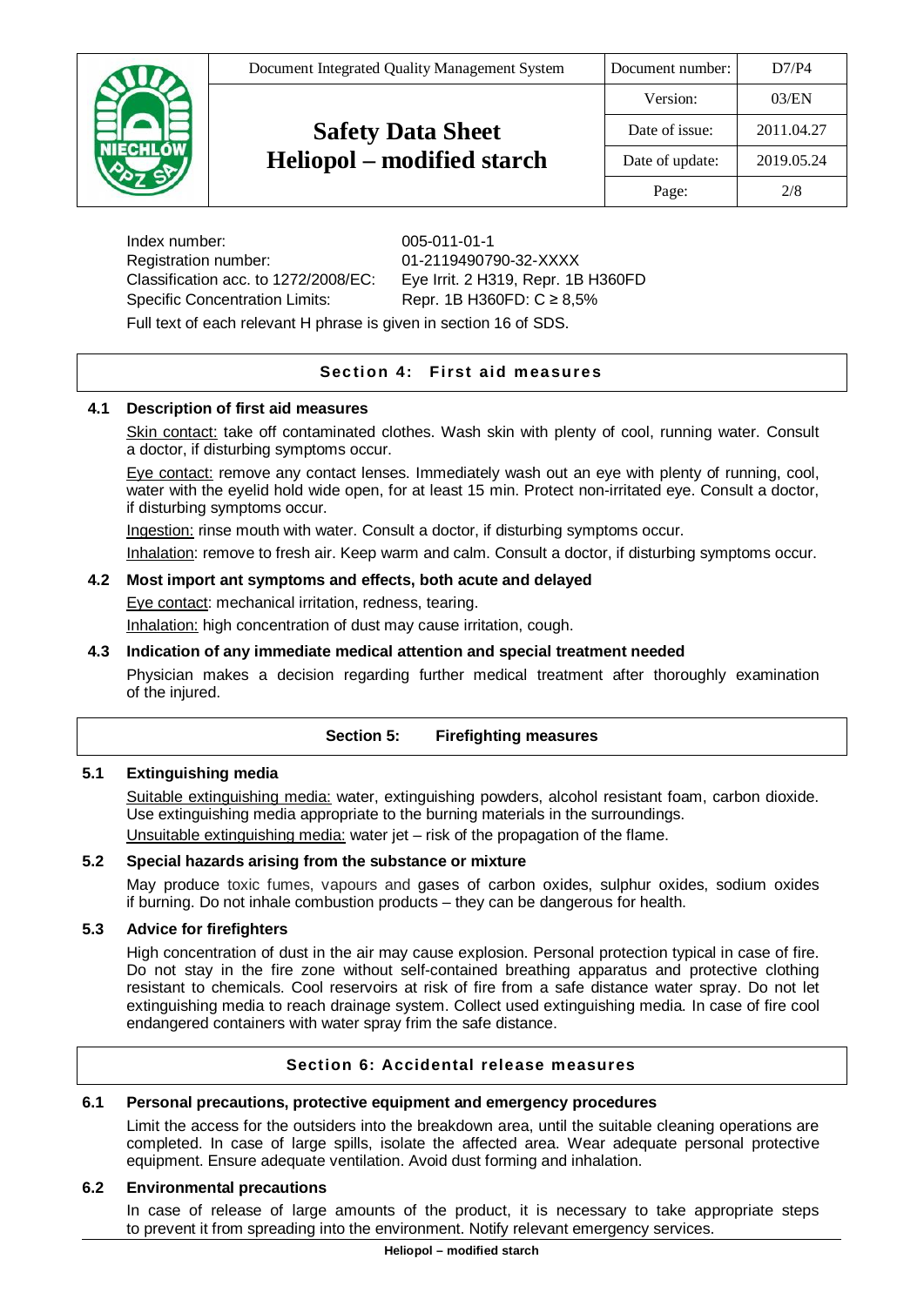Index number: 005-011-01-1
Registration number: 01-2119490790-32-XXXX
Classification acc. to 1272/2008/EC: Eye Irrit. 2 H319, Repr. 1B H360FD
Specific Concentration Limits: Repr. 1B H360FD: C ≥ 8,5%

Full text of each relevant H phrase is given in section 16 of SDS.

## Section 4: First aid measures

### 4.1 Description of first aid measures

Skin contact: take off contaminated clothes. Wash skin with plenty of cool, running water. Consult a doctor, if disturbing symptoms occur.

Eye contact: remove any contact lenses. Immediately wash out an eye with plenty of running, cool, water with the eyelid hold wide open, for at least 15 min. Protect non-irritated eye. Consult a doctor, if disturbing symptoms occur.

Ingestion: rinse mouth with water. Consult a doctor, if disturbing symptoms occur.

Inhalation: remove to fresh air. Keep warm and calm. Consult a doctor, if disturbing symptoms occur.

### 4.2 Most import ant symptoms and effects, both acute and delayed

Eye contact: mechanical irritation, redness, tearing.

Inhalation: high concentration of dust may cause irritation, cough.

### 4.3 Indication of any immediate medical attention and special treatment needed

Physician makes a decision regarding further medical treatment after thoroughly examination of the injured.

## Section 5: Firefighting measures

### 5.1 Extinguishing media

Suitable extinguishing media: water, extinguishing powders, alcohol resistant foam, carbon dioxide. Use extinguishing media appropriate to the burning materials in the surroundings.

Unsuitable extinguishing media: water jet – risk of the propagation of the flame.

### 5.2 Special hazards arising from the substance or mixture

May produce toxic fumes, vapours and gases of carbon oxides, sulphur oxides, sodium oxides if burning. Do not inhale combustion products – they can be dangerous for health.

### 5.3 Advice for firefighters

High concentration of dust in the air may cause explosion. Personal protection typical in case of fire. Do not stay in the fire zone without self-contained breathing apparatus and protective clothing resistant to chemicals. Cool reservoirs at risk of fire from a safe distance water spray. Do not let extinguishing media to reach drainage system. Collect used extinguishing media. In case of fire cool endangered containers with water spray frim the safe distance.

## Section 6: Accidental release measures

### 6.1 Personal precautions, protective equipment and emergency procedures

Limit the access for the outsiders into the breakdown area, until the suitable cleaning operations are completed. In case of large spills, isolate the affected area. Wear adequate personal protective equipment. Ensure adequate ventilation. Avoid dust forming and inhalation.

### 6.2 Environmental precautions

In case of release of large amounts of the product, it is necessary to take appropriate steps to prevent it from spreading into the environment. Notify relevant emergency services.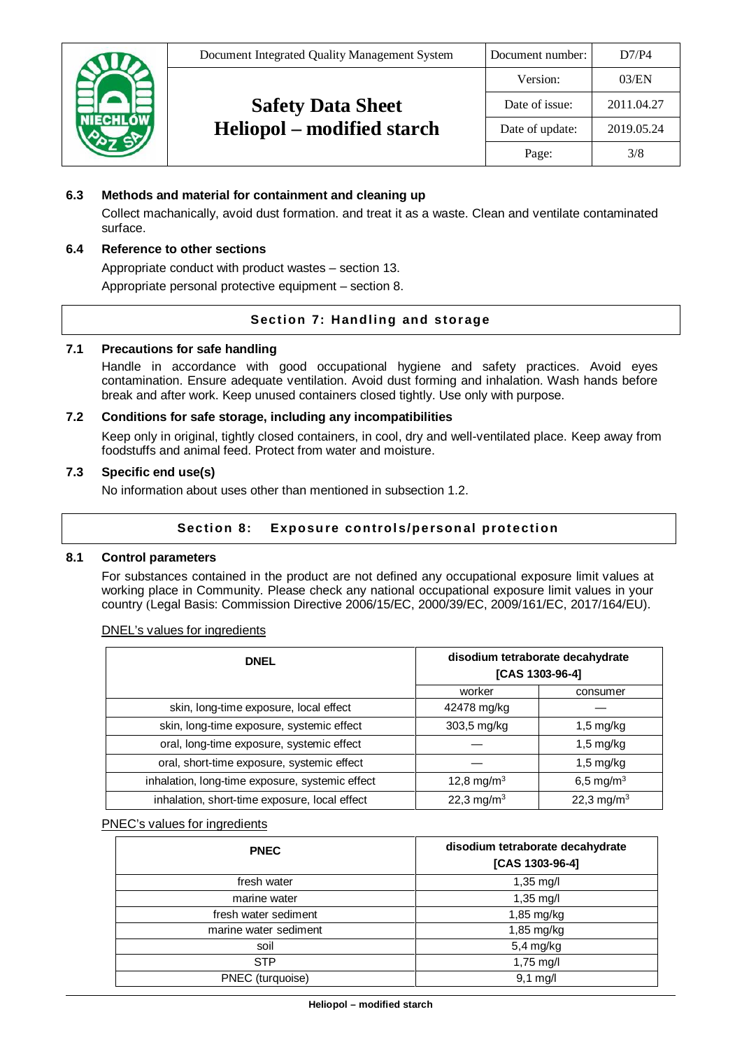### 6.3 Methods and material for containment and cleaning up

Collect machanically, avoid dust formation. and treat it as a waste. Clean and ventilate contaminated surface.

### 6.4 Reference to other sections

Appropriate conduct with product wastes – section 13.

Appropriate personal protective equipment – section 8.

## Section 7: Handling and storage

### 7.1 Precautions for safe handling

Handle in accordance with good occupational hygiene and safety practices. Avoid eyes contamination. Ensure adequate ventilation. Avoid dust forming and inhalation. Wash hands before break and after work. Keep unused containers closed tightly. Use only with purpose.

### 7.2 Conditions for safe storage, including any incompatibilities

Keep only in original, tightly closed containers, in cool, dry and well-ventilated place. Keep away from foodstuffs and animal feed. Protect from water and moisture.

### 7.3 Specific end use(s)

No information about uses other than mentioned in subsection 1.2.

## Section 8: Exposure controls/personal protection

### 8.1 Control parameters

For substances contained in the product are not defined any occupational exposure limit values at working place in Community. Please check any national occupational exposure limit values in your country (Legal Basis: Commission Directive 2006/15/EC, 2000/39/EC, 2009/161/EC, 2017/164/EU).

DNEL's values for ingredients

| DNEL | disodium tetraborate decahydrate [CAS 1303-96-4] | |
|---|---|---|
| | worker | consumer |
| skin, long-time exposure, local effect | 42478 mg/kg | — |
| skin, long-time exposure, systemic effect | 303,5 mg/kg | 1,5 mg/kg |
| oral, long-time exposure, systemic effect | — | 1,5 mg/kg |
| oral, short-time exposure, systemic effect | — | 1,5 mg/kg |
| inhalation, long-time exposure, systemic effect | 12,8 mg/m$^3$ | 6,5 mg/m$^3$ |
| inhalation, short-time exposure, local effect | 22,3 mg/m$^3$ | 22,3 mg/m$^3$ |

PNEC's values for ingredients

| PNEC | disodium tetraborate decahydrate [CAS 1303-96-4] |
|---|---|
| fresh water | 1,35 mg/l |
| marine water | 1,35 mg/l |
| fresh water sediment | 1,85 mg/kg |
| marine water sediment | 1,85 mg/kg |
| soil | 5,4 mg/kg |
| STP | 1,75 mg/l |
| PNEC (turquoise) | 9,1 mg/l |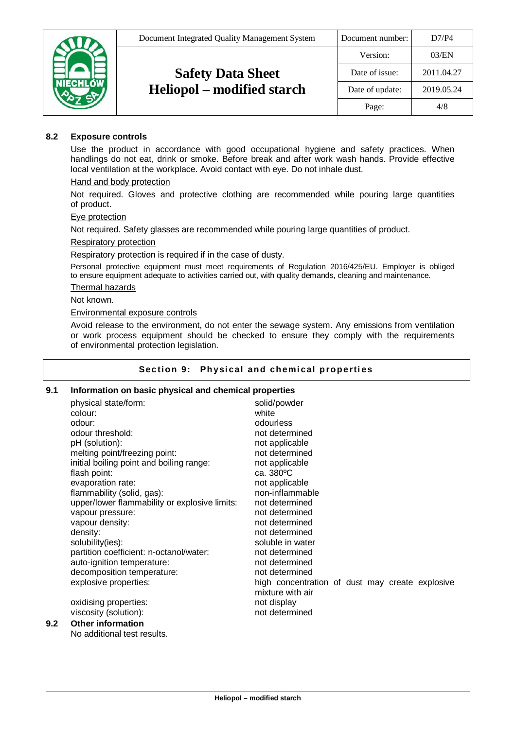### 8.2 Exposure controls

Use the product in accordance with good occupational hygiene and safety practices. When handlings do not eat, drink or smoke. Before break and after work wash hands. Provide effective local ventilation at the workplace. Avoid contact with eye. Do not inhale dust.

Hand and body protection

Not required. Gloves and protective clothing are recommended while pouring large quantities of product.

Eye protection

Not required. Safety glasses are recommended while pouring large quantities of product.

Respiratory protection

Respiratory protection is required if in the case of dusty.

Personal protective equipment must meet requirements of Regulation 2016/425/EU. Employer is obliged to ensure equipment adequate to activities carried out, with quality demands, cleaning and maintenance.

Thermal hazards

Not known.

Environmental exposure controls

Avoid release to the environment, do not enter the sewage system. Any emissions from ventilation or work process equipment should be checked to ensure they comply with the requirements of environmental protection legislation.

## Section 9: Physical and chemical properties

### 9.1 Information on basic physical and chemical properties

| | |
|---|---|
| physical state/form: | solid/powder |
| colour: | white |
| odour: | odourless |
| odour threshold: | not determined |
| pH (solution): | not applicable |
| melting point/freezing point: | not determined |
| initial boiling point and boiling range: | not applicable |
| flash point: | ca. 380ºC |
| evaporation rate: | not applicable |
| flammability (solid, gas): | non-inflammable |
| upper/lower flammability or explosive limits: | not determined |
| vapour pressure: | not determined |
| vapour density: | not determined |
| density: | not determined |
| solubility(ies): | soluble in water |
| partition coefficient: n-octanol/water: | not determined |
| auto-ignition temperature: | not determined |
| decomposition temperature: | not determined |
| explosive properties: | high concentration of dust may create explosive mixture with air |
| oxidising properties: | not display |
| viscosity (solution): | not determined |

### 9.2 Other information

No additional test results.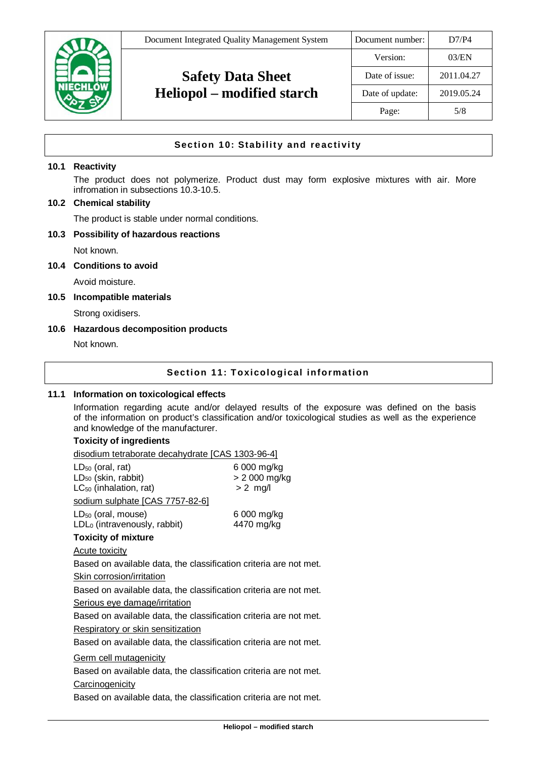## Section 10: Stability and reactivity

### 10.1 Reactivity

The product does not polymerize. Product dust may form explosive mixtures with air. More infromation in subsections 10.3-10.5.

### 10.2 Chemical stability

The product is stable under normal conditions.

### 10.3 Possibility of hazardous reactions

Not known.

### 10.4 Conditions to avoid

Avoid moisture.

### 10.5 Incompatible materials

Strong oxidisers.

### 10.6 Hazardous decomposition products

Not known.

## Section 11: Toxicological information

### 11.1 Information on toxicological effects

Information regarding acute and/or delayed results of the exposure was defined on the basis of the information on product's classification and/or toxicological studies as well as the experience and knowledge of the manufacturer.

**Toxicity of ingredients**

disodium tetraborate decahydrate [CAS 1303-96-4]

| | |
|---|---|
| $LD_{50}$ (oral, rat) | 6 000 mg/kg |
| $LD_{50}$ (skin, rabbit) | > 2 000 mg/kg |
| $LC_{50}$ (inhalation, rat) | > 2 mg/l |

sodium sulphate [CAS 7757-82-6]

| | |
|---|---|
| $LD_{50}$ (oral, mouse) | 6 000 mg/kg |
| $LDL_0$ (intravenously, rabbit) | 4470 mg/kg |

**Toxicity of mixture**

Acute toxicity

Based on available data, the classification criteria are not met.

Skin corrosion/irritation

Based on available data, the classification criteria are not met.

Serious eye damage/irritation

Based on available data, the classification criteria are not met.

Respiratory or skin sensitization

Based on available data, the classification criteria are not met.

Germ cell mutagenicity

Based on available data, the classification criteria are not met.

Carcinogenicity

Based on available data, the classification criteria are not met.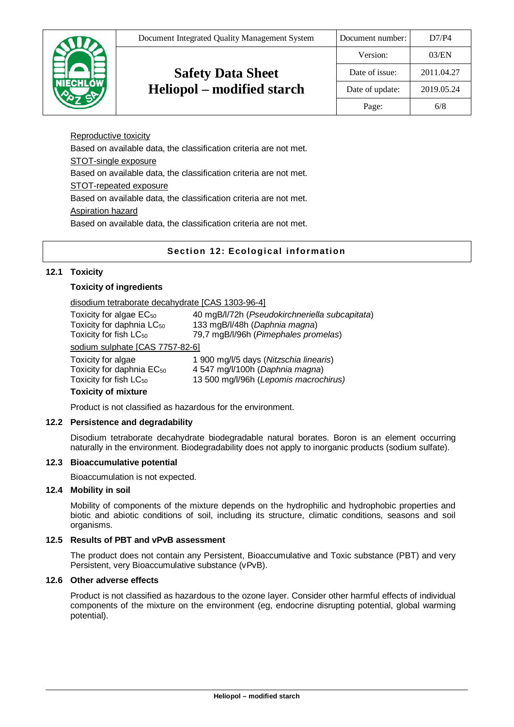Reproductive toxicity

Based on available data, the classification criteria are not met.

STOT-single exposure

Based on available data, the classification criteria are not met.

STOT-repeated exposure

Based on available data, the classification criteria are not met.

Aspiration hazard

Based on available data, the classification criteria are not met.

## Section 12: Ecological information

### 12.1 Toxicity

**Toxicity of ingredients**

disodium tetraborate decahydrate [CAS 1303-96-4]

| | |
|---|---|
| Toxicity for algae $EC_{50}$ | 40 mgB/l/72h (*Pseudokirchneriella subcapitata*) |
| Toxicity for daphnia $LC_{50}$ | 133 mgB/l/48h (*Daphnia magna*) |
| Toxicity for fish $LC_{50}$ | 79,7 mgB/l/96h (*Pimephales promelas*) |

sodium sulphate [CAS 7757-82-6]

| | |
|---|---|
| Toxicity for algae | 1 900 mg/l/5 days (*Nitzschia linearis*) |
| Toxicity for daphnia $EC_{50}$ | 4 547 mg/l/100h (*Daphnia magna*) |
| Toxicity for fish $LC_{50}$ | 13 500 mg/l/96h (*Lepomis macrochirus*) |

**Toxicity of mixture**

Product is not classified as hazardous for the environment.

### 12.2 Persistence and degradability

Disodium tetraborate decahydrate biodegradable natural borates. Boron is an element occurring naturally in the environment. Biodegradability does not apply to inorganic products (sodium sulfate).

### 12.3 Bioaccumulative potential

Bioaccumulation is not expected.

### 12.4 Mobility in soil

Mobility of components of the mixture depends on the hydrophilic and hydrophobic properties and biotic and abiotic conditions of soil, including its structure, climatic conditions, seasons and soil organisms.

### 12.5 Results of PBT and vPvB assessment

The product does not contain any Persistent, Bioaccumulative and Toxic substance (PBT) and very Persistent, very Bioaccumulative substance (vPvB).

### 12.6 Other adverse effects

Product is not classified as hazardous to the ozone layer. Consider other harmful effects of individual components of the mixture on the environment (eg, endocrine disrupting potential, global warming potential).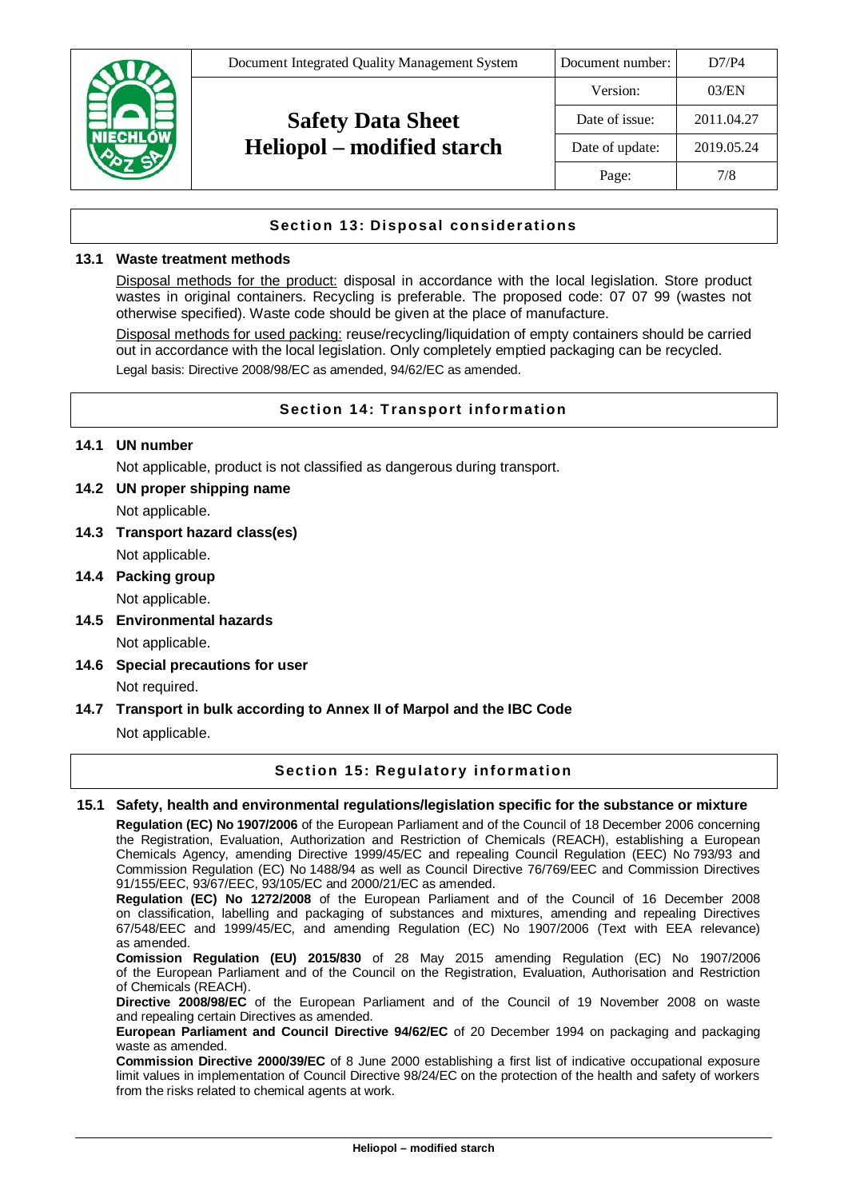## Section 13: Disposal considerations

**13.1 Waste treatment methods**

Disposal methods for the product: disposal in accordance with the local legislation. Store product wastes in original containers. Recycling is preferable. The proposed code: 07 07 99 (wastes not otherwise specified). Waste code should be given at the place of manufacture.

Disposal methods for used packing: reuse/recycling/liquidation of empty containers should be carried out in accordance with the local legislation. Only completely emptied packaging can be recycled.

Legal basis: Directive 2008/98/EC as amended, 94/62/EC as amended.

## Section 14: Transport information

**14.1 UN number**

Not applicable, product is not classified as dangerous during transport.

**14.2 UN proper shipping name**

Not applicable.

**14.3 Transport hazard class(es)**

Not applicable.

**14.4 Packing group**

Not applicable.

**14.5 Environmental hazards**

Not applicable.

**14.6 Special precautions for user**

Not required.

**14.7 Transport in bulk according to Annex II of Marpol and the IBC Code**

Not applicable.

## Section 15: Regulatory information

**15.1 Safety, health and environmental regulations/legislation specific for the substance or mixture**

**Regulation (EC) No 1907/2006** of the European Parliament and of the Council of 18 December 2006 concerning the Registration, Evaluation, Authorization and Restriction of Chemicals (REACH), establishing a European Chemicals Agency, amending Directive 1999/45/EC and repealing Council Regulation (EEC) No 793/93 and Commission Regulation (EC) No 1488/94 as well as Council Directive 76/769/EEC and Commission Directives 91/155/EEC, 93/67/EEC, 93/105/EC and 2000/21/EC as amended.

**Regulation (EC) No 1272/2008** of the European Parliament and of the Council of 16 December 2008 on classification, labelling and packaging of substances and mixtures, amending and repealing Directives 67/548/EEC and 1999/45/EC, and amending Regulation (EC) No 1907/2006 (Text with EEA relevance) as amended.

**Comission Regulation (EU) 2015/830** of 28 May 2015 amending Regulation (EC) No 1907/2006 of the European Parliament and of the Council on the Registration, Evaluation, Authorisation and Restriction of Chemicals (REACH).

**Directive 2008/98/EC** of the European Parliament and of the Council of 19 November 2008 on waste and repealing certain Directives as amended.

**European Parliament and Council Directive 94/62/EC** of 20 December 1994 on packaging and packaging waste as amended.

**Commission Directive 2000/39/EC** of 8 June 2000 establishing a first list of indicative occupational exposure limit values in implementation of Council Directive 98/24/EC on the protection of the health and safety of workers from the risks related to chemical agents at work.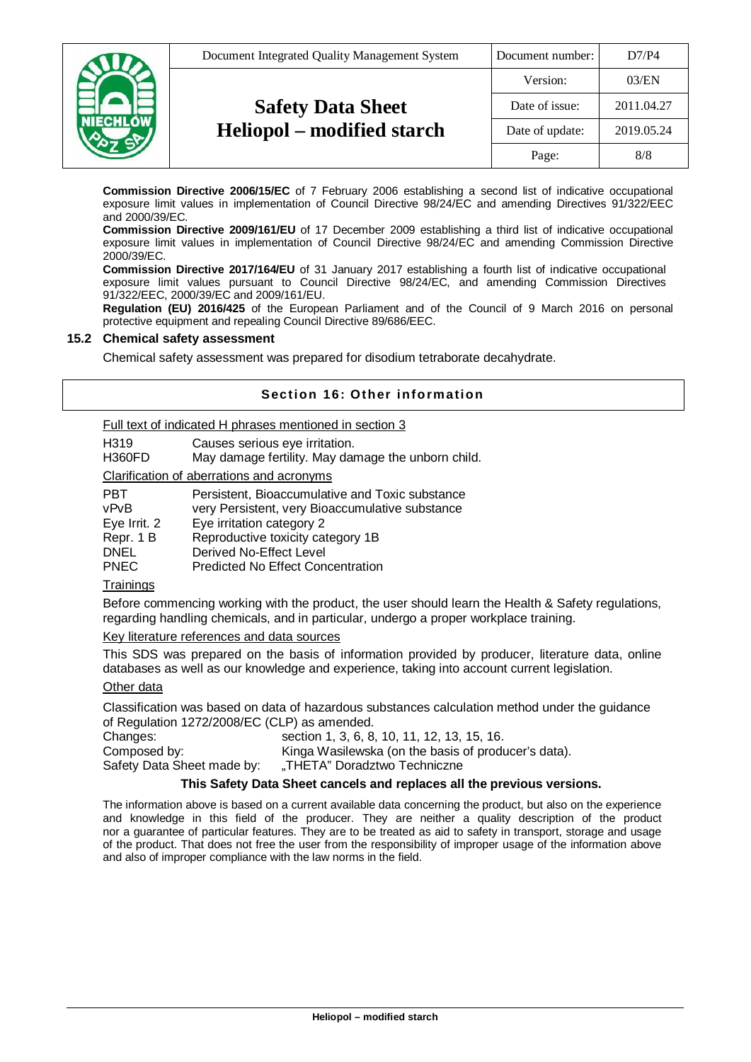**Commission Directive 2006/15/EC** of 7 February 2006 establishing a second list of indicative occupational exposure limit values in implementation of Council Directive 98/24/EC and amending Directives 91/322/EEC and 2000/39/EC.

**Commission Directive 2009/161/EU** of 17 December 2009 establishing a third list of indicative occupational exposure limit values in implementation of Council Directive 98/24/EC and amending Commission Directive 2000/39/EC.

**Commission Directive 2017/164/EU** of 31 January 2017 establishing a fourth list of indicative occupational exposure limit values pursuant to Council Directive 98/24/EC, and amending Commission Directives 91/322/EEC, 2000/39/EC and 2009/161/EU.

**Regulation (EU) 2016/425** of the European Parliament and of the Council of 9 March 2016 on personal protective equipment and repealing Council Directive 89/686/EEC.

### 15.2 Chemical safety assessment

Chemical safety assessment was prepared for disodium tetraborate decahydrate.

## Section 16: Other information

Full text of indicated H phrases mentioned in section 3

| | |
|---|---|
| H319 | Causes serious eye irritation. |
| H360FD | May damage fertility. May damage the unborn child. |

Clarification of aberrations and acronyms

| | |
|---|---|
| PBT | Persistent, Bioaccumulative and Toxic substance |
| vPvB | very Persistent, very Bioaccumulative substance |
| Eye Irrit. 2 | Eye irritation category 2 |
| Repr. 1 B | Reproductive toxicity category 1B |
| DNEL | Derived No-Effect Level |
| PNEC | Predicted No Effect Concentration |

Trainings

Before commencing working with the product, the user should learn the Health & Safety regulations, regarding handling chemicals, and in particular, undergo a proper workplace training.

Key literature references and data sources

This SDS was prepared on the basis of information provided by producer, literature data, online databases as well as our knowledge and experience, taking into account current legislation.

Other data

Classification was based on data of hazardous substances calculation method under the guidance of Regulation 1272/2008/EC (CLP) as amended.

| | |
|---|---|
| Changes: | section 1, 3, 6, 8, 10, 11, 12, 13, 15, 16. |
| Composed by: | Kinga Wasilewska (on the basis of producer's data). |
| Safety Data Sheet made by: | „THETA" Doradztwo Techniczne |

**This Safety Data Sheet cancels and replaces all the previous versions.**

The information above is based on a current available data concerning the product, but also on the experience and knowledge in this field of the producer. They are neither a quality description of the product nor a guarantee of particular features. They are to be treated as aid to safety in transport, storage and usage of the product. That does not free the user from the responsibility of improper usage of the information above and also of improper compliance with the law norms in the field.